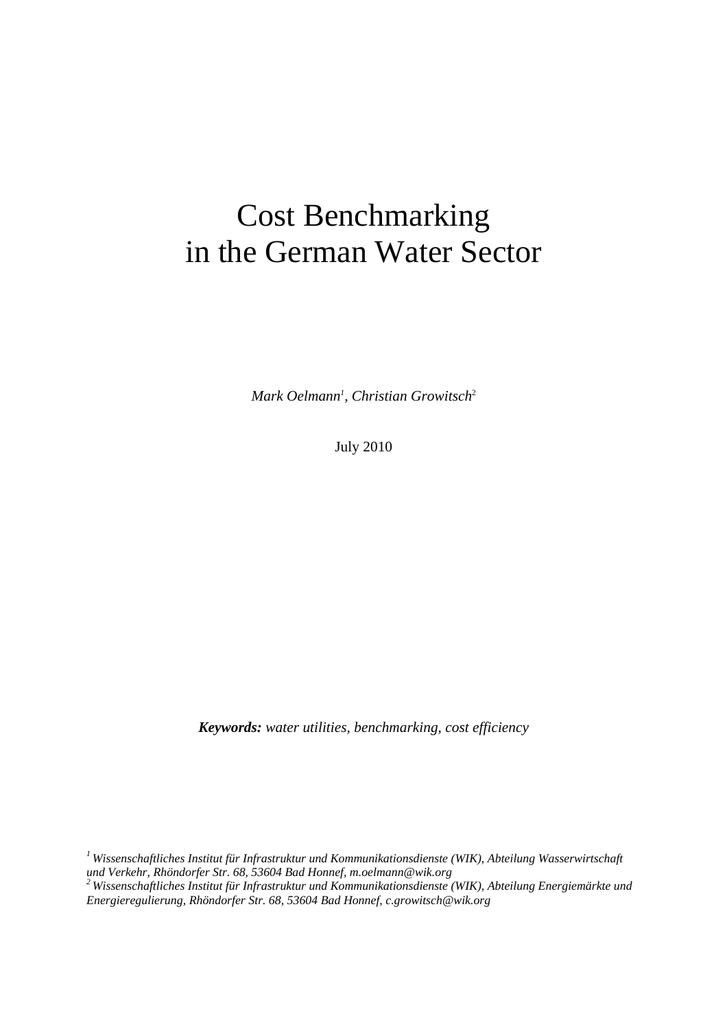# Cost Benchmarking in the German Water Sector

*Mark Oelmann*[1], *Christian Growitsch*[2]

July 2010

***Keywords:*** *water utilities, benchmarking, cost efficiency*

[1] *Wissenschaftliches Institut für Infrastruktur und Kommunikationsdienste (WIK), Abteilung Wasserwirtschaft und Verkehr, Rhöndorfer Str. 68, 53604 Bad Honnef, m.oelmann@wik.org*

[2] *Wissenschaftliches Institut für Infrastruktur und Kommunikationsdienste (WIK), Abteilung Energiemärkte und Energieregulierung, Rhöndorfer Str. 68, 53604 Bad Honnef, c.growitsch@wik.org*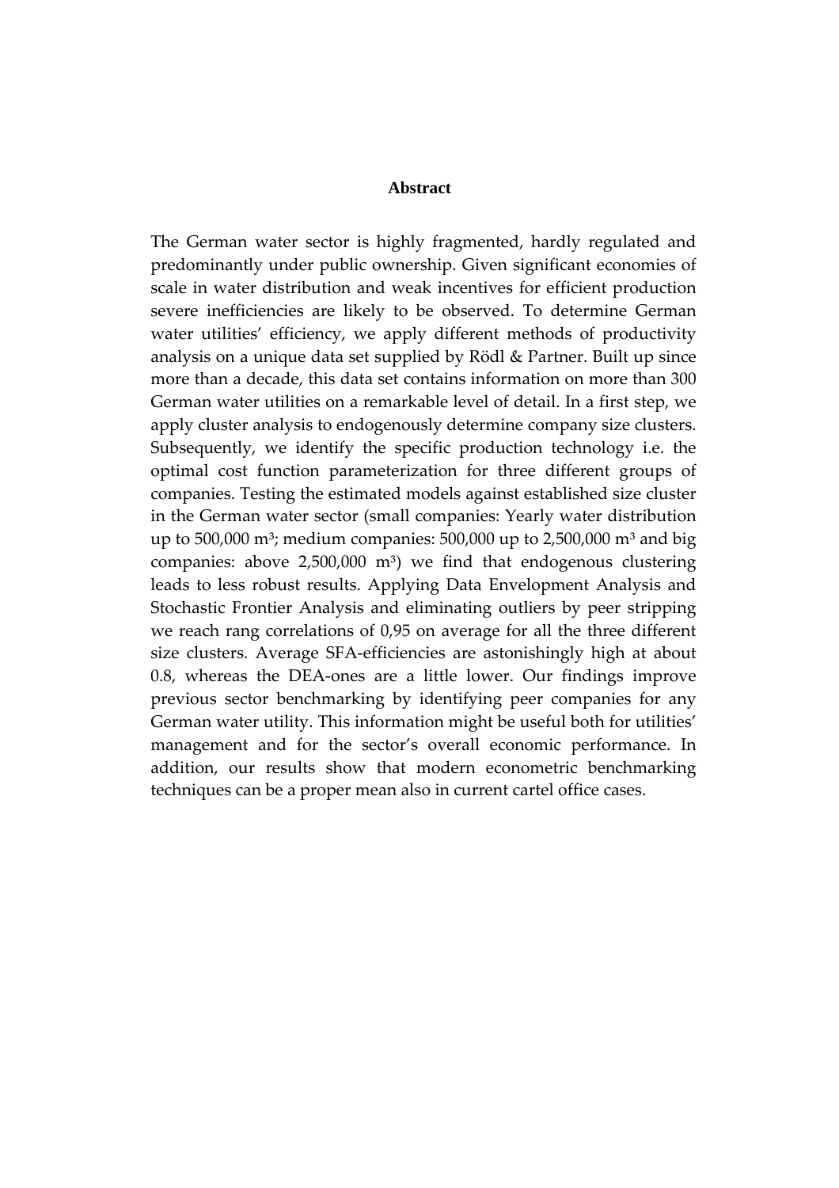**Abstract**

The German water sector is highly fragmented, hardly regulated and predominantly under public ownership. Given significant economies of scale in water distribution and weak incentives for efficient production severe inefficiencies are likely to be observed. To determine German water utilities' efficiency, we apply different methods of productivity analysis on a unique data set supplied by Rödl & Partner. Built up since more than a decade, this data set contains information on more than 300 German water utilities on a remarkable level of detail. In a first step, we apply cluster analysis to endogenously determine company size clusters. Subsequently, we identify the specific production technology i.e. the optimal cost function parameterization for three different groups of companies. Testing the estimated models against established size cluster in the German water sector (small companies: Yearly water distribution up to 500,000 m³; medium companies: 500,000 up to 2,500,000 m³ and big companies: above 2,500,000 m³) we find that endogenous clustering leads to less robust results. Applying Data Envelopment Analysis and Stochastic Frontier Analysis and eliminating outliers by peer stripping we reach rang correlations of 0,95 on average for all the three different size clusters. Average SFA-efficiencies are astonishingly high at about 0.8, whereas the DEA-ones are a little lower. Our findings improve previous sector benchmarking by identifying peer companies for any German water utility. This information might be useful both for utilities' management and for the sector's overall economic performance. In addition, our results show that modern econometric benchmarking techniques can be a proper mean also in current cartel office cases.